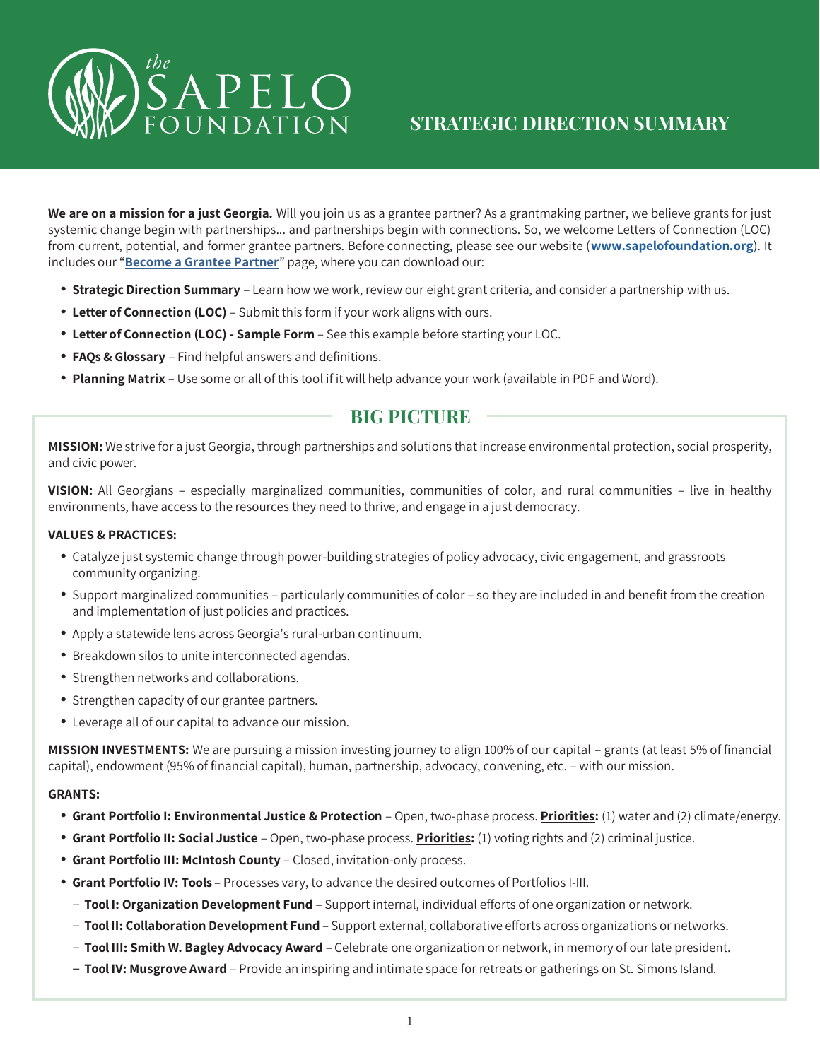# the SAPELO FOUNDATION

## STRATEGIC DIRECTION SUMMARY

**We are on a mission for a just Georgia.** Will you join us as a grantee partner? As a grantmaking partner, we believe grants for just systemic change begin with partnerships... and partnerships begin with connections. So, we welcome Letters of Connection (LOC) from current, potential, and former grantee partners. Before connecting, please see our website (**www.sapelofoundation.org**). It includes our "**Become a Grantee Partner**" page, where you can download our:

- **Strategic Direction Summary** – Learn how we work, review our eight grant criteria, and consider a partnership with us.
- **Letter of Connection (LOC)** – Submit this form if your work aligns with ours.
- **Letter of Connection (LOC) - Sample Form** – See this example before starting your LOC.
- **FAQs & Glossary** – Find helpful answers and definitions.
- **Planning Matrix** – Use some or all of this tool if it will help advance your work (available in PDF and Word).

## BIG PICTURE

**MISSION:** We strive for a just Georgia, through partnerships and solutions that increase environmental protection, social prosperity, and civic power.

**VISION:** All Georgians – especially marginalized communities, communities of color, and rural communities – live in healthy environments, have access to the resources they need to thrive, and engage in a just democracy.

**VALUES & PRACTICES:**

- Catalyze just systemic change through power-building strategies of policy advocacy, civic engagement, and grassroots community organizing.
- Support marginalized communities – particularly communities of color – so they are included in and benefit from the creation and implementation of just policies and practices.
- Apply a statewide lens across Georgia's rural-urban continuum.
- Breakdown silos to unite interconnected agendas.
- Strengthen networks and collaborations.
- Strengthen capacity of our grantee partners.
- Leverage all of our capital to advance our mission.

**MISSION INVESTMENTS:** We are pursuing a mission investing journey to align 100% of our capital – grants (at least 5% of financial capital), endowment (95% of financial capital), human, partnership, advocacy, convening, etc. – with our mission.

**GRANTS:**

- **Grant Portfolio I: Environmental Justice & Protection** – Open, two-phase process. **Priorities:** (1) water and (2) climate/energy.
- **Grant Portfolio II: Social Justice** – Open, two-phase process. **Priorities:** (1) voting rights and (2) criminal justice.
- **Grant Portfolio III: McIntosh County** – Closed, invitation-only process.
- **Grant Portfolio IV: Tools** – Processes vary, to advance the desired outcomes of Portfolios I-III.
  - **Tool I: Organization Development Fund** – Support internal, individual efforts of one organization or network.
  - **Tool II: Collaboration Development Fund** – Support external, collaborative efforts across organizations or networks.
  - **Tool III: Smith W. Bagley Advocacy Award** – Celebrate one organization or network, in memory of our late president.
  - **Tool IV: Musgrove Award** – Provide an inspiring and intimate space for retreats or gatherings on St. Simons Island.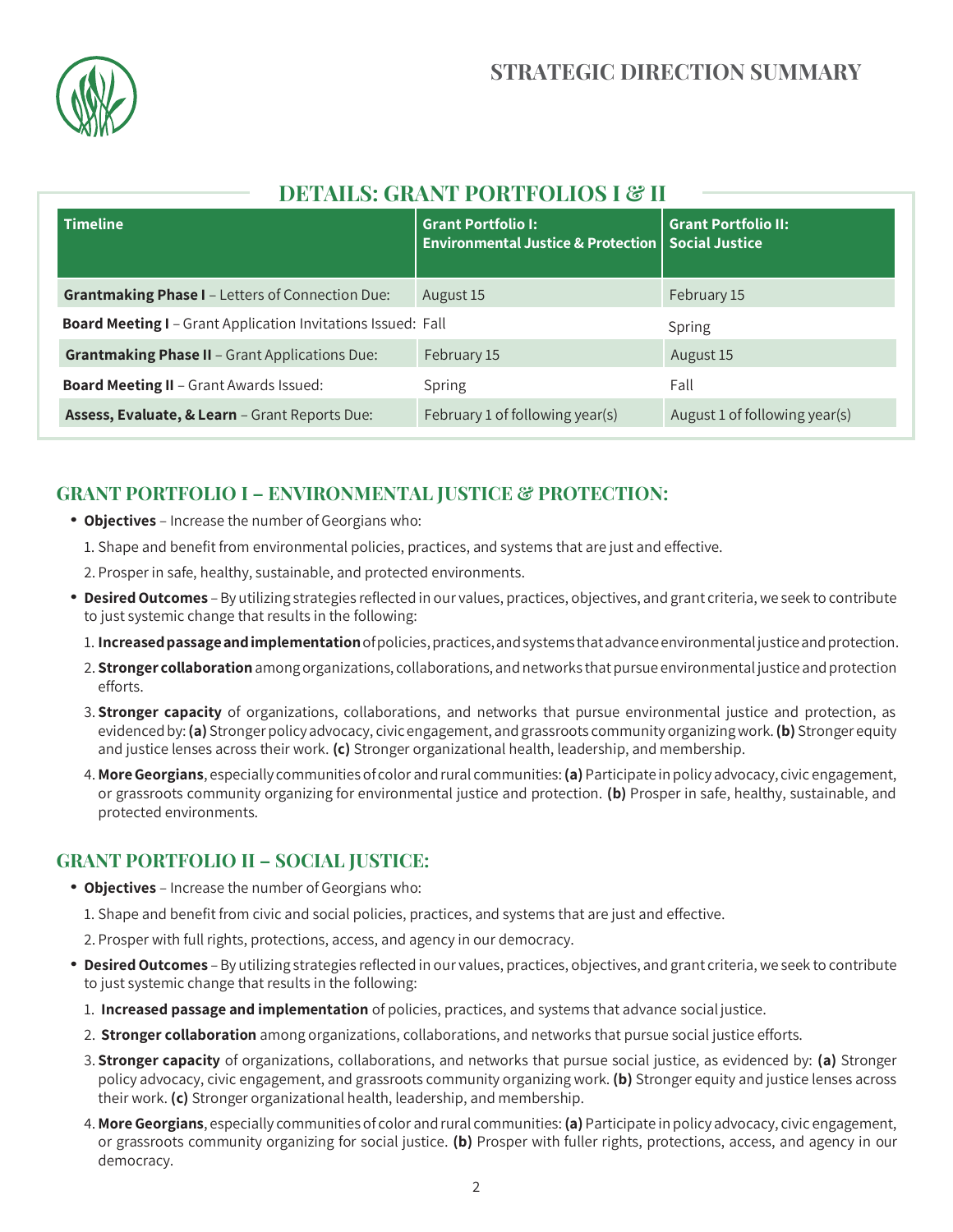# STRATEGIC DIRECTION SUMMARY

## DETAILS: GRANT PORTFOLIOS I & II

| Timeline | Grant Portfolio I: Environmental Justice & Protection | Grant Portfolio II: Social Justice |
|---|---|---|
| **Grantmaking Phase I** – Letters of Connection Due: | August 15 | February 15 |
| **Board Meeting I** – Grant Application Invitations Issued: | Fall | Spring |
| **Grantmaking Phase II** – Grant Applications Due: | February 15 | August 15 |
| **Board Meeting II** – Grant Awards Issued: | Spring | Fall |
| **Assess, Evaluate, & Learn** – Grant Reports Due: | February 1 of following year(s) | August 1 of following year(s) |

## GRANT PORTFOLIO I – ENVIRONMENTAL JUSTICE & PROTECTION:

- **Objectives** – Increase the number of Georgians who:
  1. Shape and benefit from environmental policies, practices, and systems that are just and effective.
  2. Prosper in safe, healthy, sustainable, and protected environments.
- **Desired Outcomes** – By utilizing strategies reflected in our values, practices, objectives, and grant criteria, we seek to contribute to just systemic change that results in the following:
  1. **Increased passage and implementation** of policies, practices, and systems that advance environmental justice and protection.
  2. **Stronger collaboration** among organizations, collaborations, and networks that pursue environmental justice and protection efforts.
  3. **Stronger capacity** of organizations, collaborations, and networks that pursue environmental justice and protection, as evidenced by: **(a)** Stronger policy advocacy, civic engagement, and grassroots community organizing work. **(b)** Stronger equity and justice lenses across their work. **(c)** Stronger organizational health, leadership, and membership.
  4. **More Georgians**, especially communities of color and rural communities: **(a)** Participate in policy advocacy, civic engagement, or grassroots community organizing for environmental justice and protection. **(b)** Prosper in safe, healthy, sustainable, and protected environments.

## GRANT PORTFOLIO II – SOCIAL JUSTICE:

- **Objectives** – Increase the number of Georgians who:
  1. Shape and benefit from civic and social policies, practices, and systems that are just and effective.
  2. Prosper with full rights, protections, access, and agency in our democracy.
- **Desired Outcomes** – By utilizing strategies reflected in our values, practices, objectives, and grant criteria, we seek to contribute to just systemic change that results in the following:
  1. **Increased passage and implementation** of policies, practices, and systems that advance social justice.
  2. **Stronger collaboration** among organizations, collaborations, and networks that pursue social justice efforts.
  3. **Stronger capacity** of organizations, collaborations, and networks that pursue social justice, as evidenced by: **(a)** Stronger policy advocacy, civic engagement, and grassroots community organizing work. **(b)** Stronger equity and justice lenses across their work. **(c)** Stronger organizational health, leadership, and membership.
  4. **More Georgians**, especially communities of color and rural communities: **(a)** Participate in policy advocacy, civic engagement, or grassroots community organizing for social justice. **(b)** Prosper with fuller rights, protections, access, and agency in our democracy.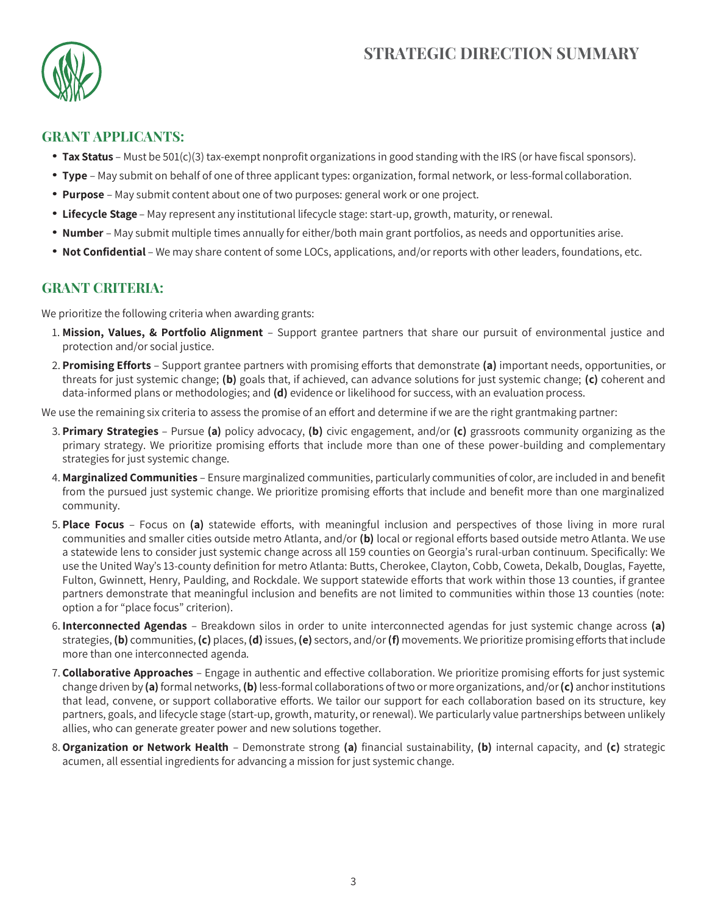# STRATEGIC DIRECTION SUMMARY

## GRANT APPLICANTS:

- **Tax Status** – Must be 501(c)(3) tax-exempt nonprofit organizations in good standing with the IRS (or have fiscal sponsors).
- **Type** – May submit on behalf of one of three applicant types: organization, formal network, or less-formal collaboration.
- **Purpose** – May submit content about one of two purposes: general work or one project.
- **Lifecycle Stage** – May represent any institutional lifecycle stage: start-up, growth, maturity, or renewal.
- **Number** – May submit multiple times annually for either/both main grant portfolios, as needs and opportunities arise.
- **Not Confidential** – We may share content of some LOCs, applications, and/or reports with other leaders, foundations, etc.

## GRANT CRITERIA:

We prioritize the following criteria when awarding grants:

1. **Mission, Values, & Portfolio Alignment** – Support grantee partners that share our pursuit of environmental justice and protection and/or social justice.
2. **Promising Efforts** – Support grantee partners with promising efforts that demonstrate **(a)** important needs, opportunities, or threats for just systemic change; **(b)** goals that, if achieved, can advance solutions for just systemic change; **(c)** coherent and data-informed plans or methodologies; and **(d)** evidence or likelihood for success, with an evaluation process.

We use the remaining six criteria to assess the promise of an effort and determine if we are the right grantmaking partner:

3. **Primary Strategies** – Pursue **(a)** policy advocacy, **(b)** civic engagement, and/or **(c)** grassroots community organizing as the primary strategy. We prioritize promising efforts that include more than one of these power-building and complementary strategies for just systemic change.
4. **Marginalized Communities** – Ensure marginalized communities, particularly communities of color, are included in and benefit from the pursued just systemic change. We prioritize promising efforts that include and benefit more than one marginalized community.
5. **Place Focus** – Focus on **(a)** statewide efforts, with meaningful inclusion and perspectives of those living in more rural communities and smaller cities outside metro Atlanta, and/or **(b)** local or regional efforts based outside metro Atlanta. We use a statewide lens to consider just systemic change across all 159 counties on Georgia's rural-urban continuum. Specifically: We use the United Way's 13-county definition for metro Atlanta: Butts, Cherokee, Clayton, Cobb, Coweta, Dekalb, Douglas, Fayette, Fulton, Gwinnett, Henry, Paulding, and Rockdale. We support statewide efforts that work within those 13 counties, if grantee partners demonstrate that meaningful inclusion and benefits are not limited to communities within those 13 counties (note: option a for "place focus" criterion).
6. **Interconnected Agendas** – Breakdown silos in order to unite interconnected agendas for just systemic change across **(a)** strategies, **(b)** communities, **(c)** places, **(d)** issues, **(e)** sectors, and/or **(f)** movements. We prioritize promising efforts that include more than one interconnected agenda.
7. **Collaborative Approaches** – Engage in authentic and effective collaboration. We prioritize promising efforts for just systemic change driven by **(a)** formal networks, **(b)** less-formal collaborations of two or more organizations, and/or **(c)** anchor institutions that lead, convene, or support collaborative efforts. We tailor our support for each collaboration based on its structure, key partners, goals, and lifecycle stage (start-up, growth, maturity, or renewal). We particularly value partnerships between unlikely allies, who can generate greater power and new solutions together.
8. **Organization or Network Health** – Demonstrate strong **(a)** financial sustainability, **(b)** internal capacity, and **(c)** strategic acumen, all essential ingredients for advancing a mission for just systemic change.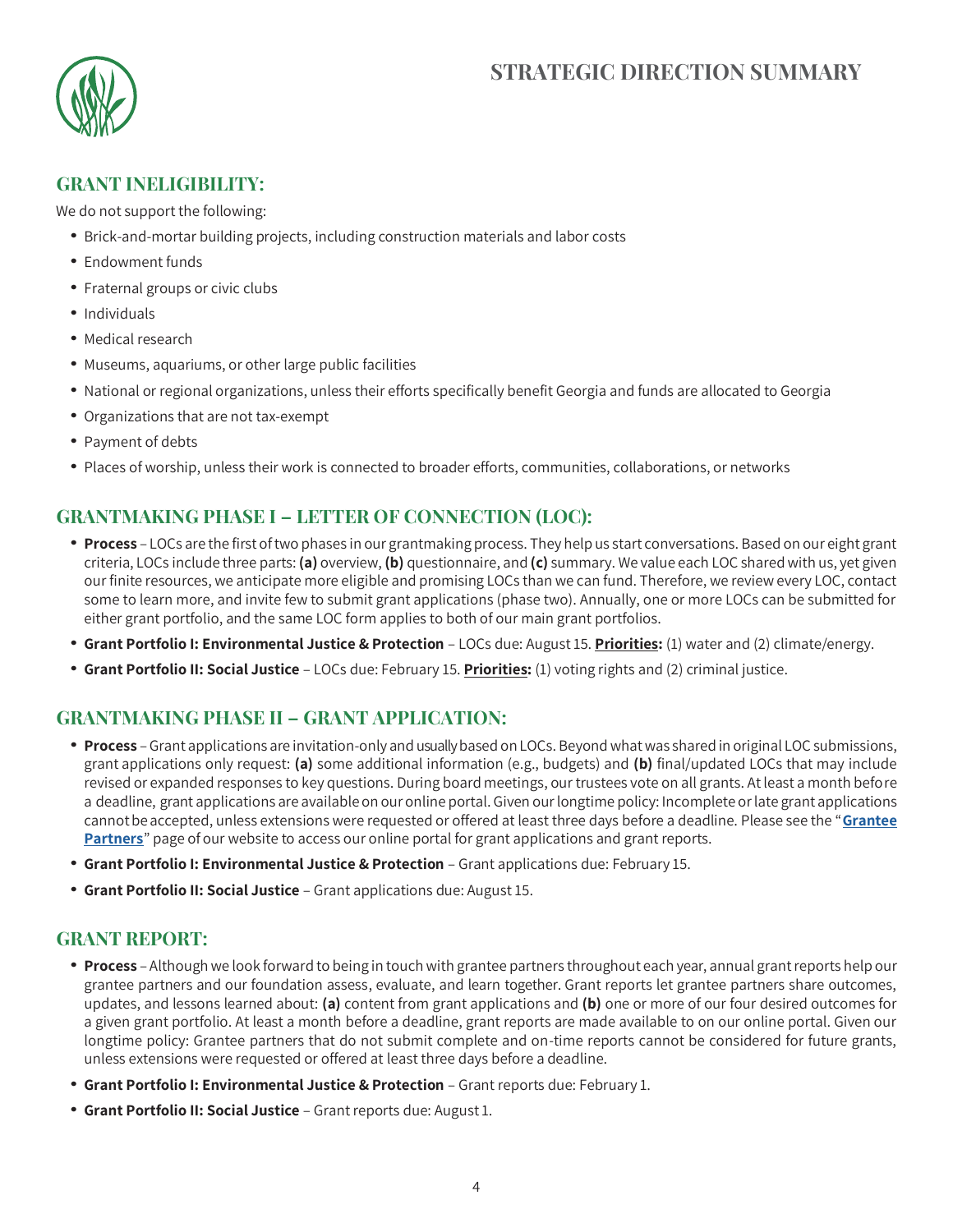# STRATEGIC DIRECTION SUMMARY

## GRANT INELIGIBILITY:

We do not support the following:

- Brick-and-mortar building projects, including construction materials and labor costs
- Endowment funds
- Fraternal groups or civic clubs
- Individuals
- Medical research
- Museums, aquariums, or other large public facilities
- National or regional organizations, unless their efforts specifically benefit Georgia and funds are allocated to Georgia
- Organizations that are not tax-exempt
- Payment of debts
- Places of worship, unless their work is connected to broader efforts, communities, collaborations, or networks

## GRANTMAKING PHASE I – LETTER OF CONNECTION (LOC):

- **Process** – LOCs are the first of two phases in our grantmaking process. They help us start conversations. Based on our eight grant criteria, LOCs include three parts: **(a)** overview, **(b)** questionnaire, and **(c)** summary. We value each LOC shared with us, yet given our finite resources, we anticipate more eligible and promising LOCs than we can fund. Therefore, we review every LOC, contact some to learn more, and invite few to submit grant applications (phase two). Annually, one or more LOCs can be submitted for either grant portfolio, and the same LOC form applies to both of our main grant portfolios.
- **Grant Portfolio I: Environmental Justice & Protection** – LOCs due: August 15. **Priorities:** (1) water and (2) climate/energy.
- **Grant Portfolio II: Social Justice** – LOCs due: February 15. **Priorities:** (1) voting rights and (2) criminal justice.

## GRANTMAKING PHASE II – GRANT APPLICATION:

- **Process** – Grant applications are invitation-only and usually based on LOCs. Beyond what was shared in original LOC submissions, grant applications only request: **(a)** some additional information (e.g., budgets) and **(b)** final/updated LOCs that may include revised or expanded responses to key questions. During board meetings, our trustees vote on all grants. At least a month before a deadline, grant applications are available on our online portal. Given our longtime policy: Incomplete or late grant applications cannot be accepted, unless extensions were requested or offered at least three days before a deadline. Please see the "**Grantee Partners**" page of our website to access our online portal for grant applications and grant reports.
- **Grant Portfolio I: Environmental Justice & Protection** – Grant applications due: February 15.
- **Grant Portfolio II: Social Justice** – Grant applications due: August 15.

## GRANT REPORT:

- **Process** – Although we look forward to being in touch with grantee partners throughout each year, annual grant reports help our grantee partners and our foundation assess, evaluate, and learn together. Grant reports let grantee partners share outcomes, updates, and lessons learned about: **(a)** content from grant applications and **(b)** one or more of our four desired outcomes for a given grant portfolio. At least a month before a deadline, grant reports are made available to on our online portal. Given our longtime policy: Grantee partners that do not submit complete and on-time reports cannot be considered for future grants, unless extensions were requested or offered at least three days before a deadline.
- **Grant Portfolio I: Environmental Justice & Protection** – Grant reports due: February 1.
- **Grant Portfolio II: Social Justice** – Grant reports due: August 1.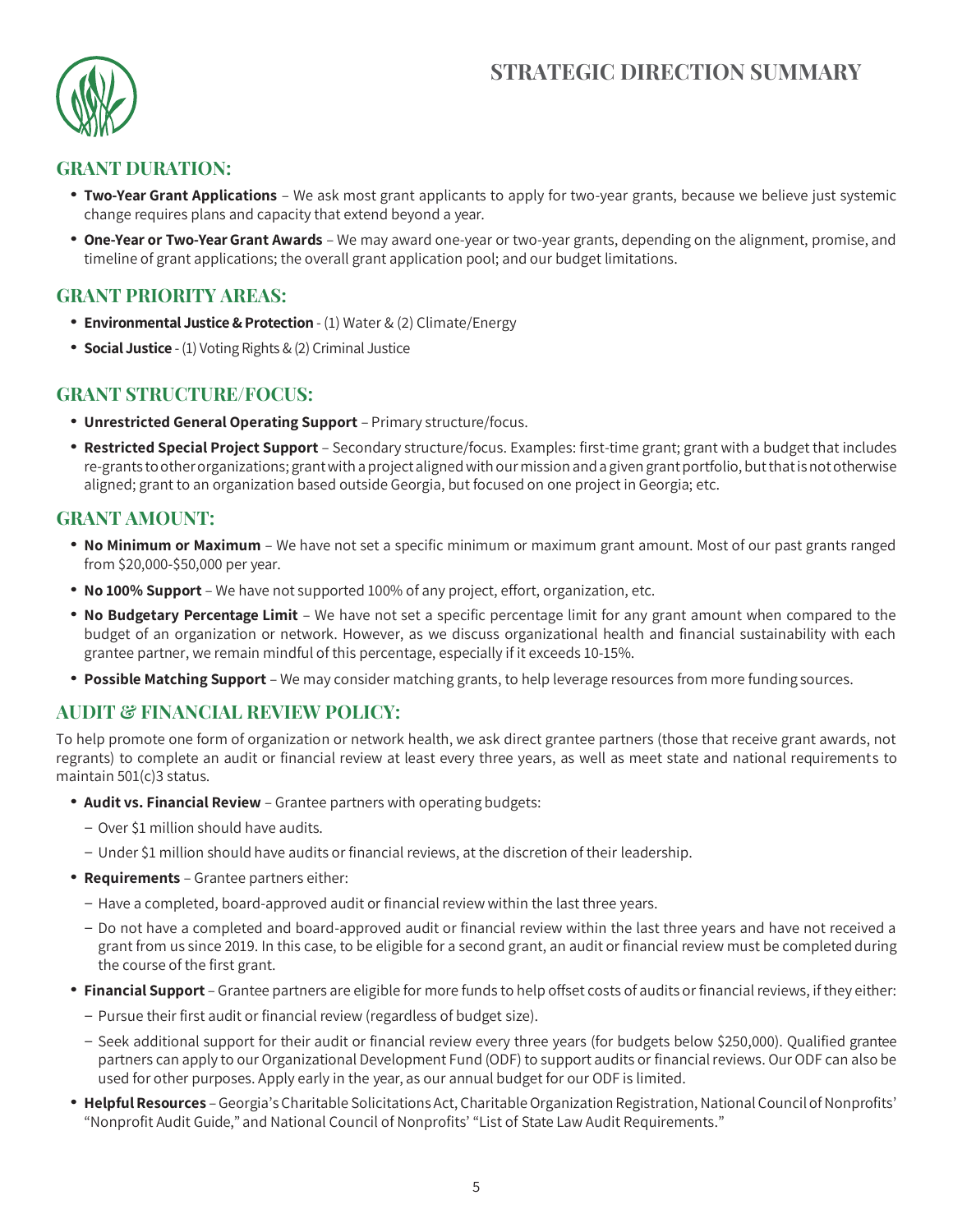# STRATEGIC DIRECTION SUMMARY

## GRANT DURATION:

- **Two-Year Grant Applications** – We ask most grant applicants to apply for two-year grants, because we believe just systemic change requires plans and capacity that extend beyond a year.
- **One-Year or Two-Year Grant Awards** – We may award one-year or two-year grants, depending on the alignment, promise, and timeline of grant applications; the overall grant application pool; and our budget limitations.

## GRANT PRIORITY AREAS:

- **Environmental Justice & Protection** - (1) Water & (2) Climate/Energy
- **Social Justice** - (1) Voting Rights & (2) Criminal Justice

## GRANT STRUCTURE/FOCUS:

- **Unrestricted General Operating Support** – Primary structure/focus.
- **Restricted Special Project Support** – Secondary structure/focus. Examples: first-time grant; grant with a budget that includes re-grants to other organizations; grant with a project aligned with our mission and a given grant portfolio, but that is not otherwise aligned; grant to an organization based outside Georgia, but focused on one project in Georgia; etc.

## GRANT AMOUNT:

- **No Minimum or Maximum** – We have not set a specific minimum or maximum grant amount. Most of our past grants ranged from $20,000-$50,000 per year.
- **No 100% Support** – We have not supported 100% of any project, effort, organization, etc.
- **No Budgetary Percentage Limit** – We have not set a specific percentage limit for any grant amount when compared to the budget of an organization or network. However, as we discuss organizational health and financial sustainability with each grantee partner, we remain mindful of this percentage, especially if it exceeds 10-15%.
- **Possible Matching Support** – We may consider matching grants, to help leverage resources from more funding sources.

## AUDIT & FINANCIAL REVIEW POLICY:

To help promote one form of organization or network health, we ask direct grantee partners (those that receive grant awards, not regrants) to complete an audit or financial review at least every three years, as well as meet state and national requirements to maintain 501(c)3 status.

- **Audit vs. Financial Review** – Grantee partners with operating budgets:
  - Over $1 million should have audits.
  - Under $1 million should have audits or financial reviews, at the discretion of their leadership.
- **Requirements** – Grantee partners either:
  - Have a completed, board-approved audit or financial review within the last three years.
  - Do not have a completed and board-approved audit or financial review within the last three years and have not received a grant from us since 2019. In this case, to be eligible for a second grant, an audit or financial review must be completed during the course of the first grant.
- **Financial Support** – Grantee partners are eligible for more funds to help offset costs of audits or financial reviews, if they either:
  - Pursue their first audit or financial review (regardless of budget size).
  - Seek additional support for their audit or financial review every three years (for budgets below $250,000). Qualified grantee partners can apply to our Organizational Development Fund (ODF) to support audits or financial reviews. Our ODF can also be used for other purposes. Apply early in the year, as our annual budget for our ODF is limited.
- **Helpful Resources** – Georgia's Charitable Solicitations Act, Charitable Organization Registration, National Council of Nonprofits' "Nonprofit Audit Guide," and National Council of Nonprofits' "List of State Law Audit Requirements."